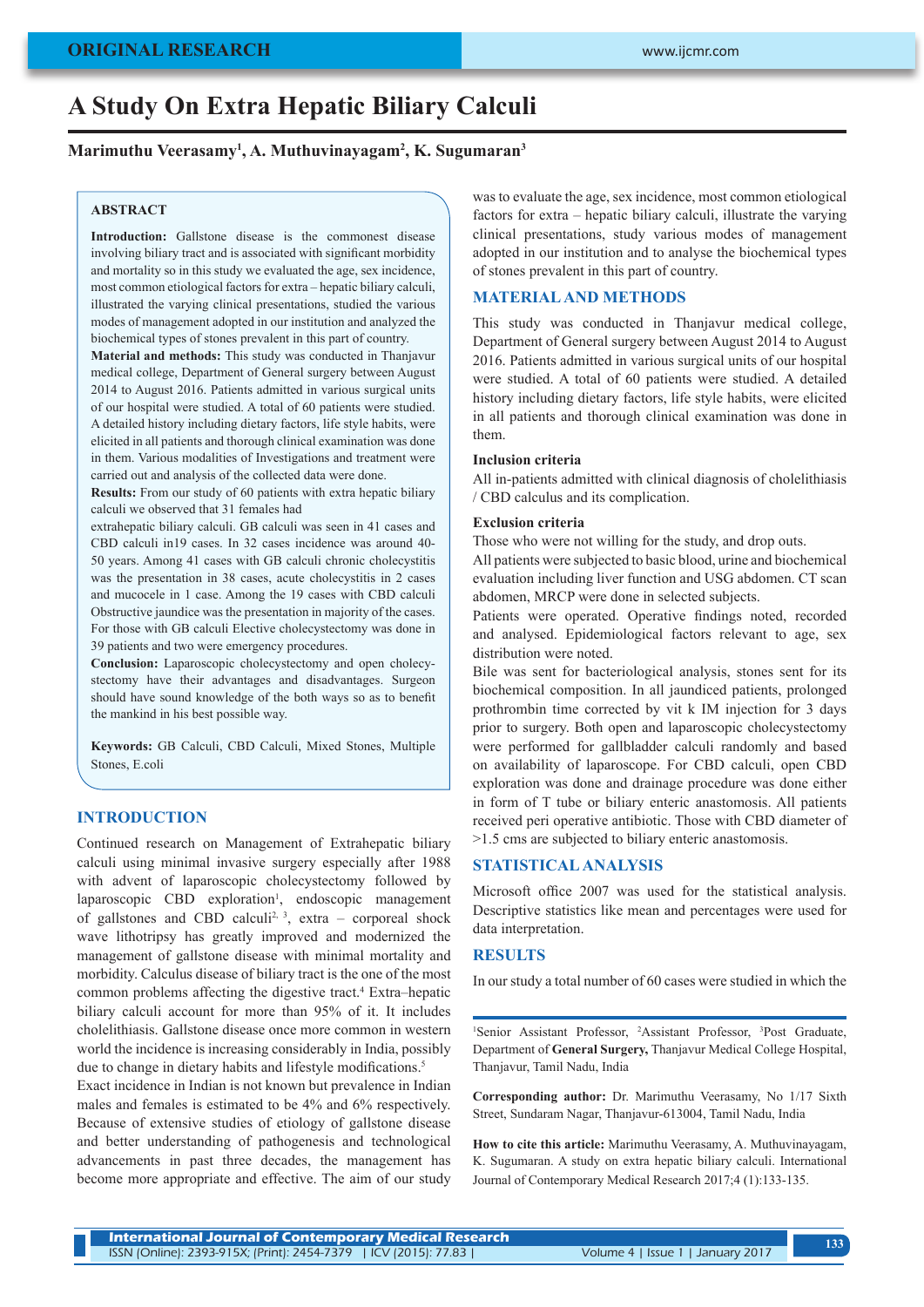ORIGINAL RESEARCH

# A Study On Extra Hepatic Biliary Calculi

**Marimuthu Veerasamy[1], A. Muthuvinayagam[2], K. Sugumaran[3]**

## ABSTRACT

**Introduction:** Gallstone disease is the commonest disease involving biliary tract and is associated with significant morbidity and mortality so in this study we evaluated the age, sex incidence, most common etiological factors for extra – hepatic biliary calculi, illustrated the varying clinical presentations, studied the various modes of management adopted in our institution and analyzed the biochemical types of stones prevalent in this part of country.

**Material and methods:** This study was conducted in Thanjavur medical college, Department of General surgery between August 2014 to August 2016. Patients admitted in various surgical units of our hospital were studied. A total of 60 patients were studied. A detailed history including dietary factors, life style habits, were elicited in all patients and thorough clinical examination was done in them. Various modalities of Investigations and treatment were carried out and analysis of the collected data were done.

**Results:** From our study of 60 patients with extra hepatic biliary calculi we observed that 31 females had extrahepatic biliary calculi. GB calculi was seen in 41 cases and CBD calculi in19 cases. In 32 cases incidence was around 40-50 years. Among 41 cases with GB calculi chronic cholecystitis was the presentation in 38 cases, acute cholecystitis in 2 cases and mucocele in 1 case. Among the 19 cases with CBD calculi Obstructive jaundice was the presentation in majority of the cases. For those with GB calculi Elective cholecystectomy was done in 39 patients and two were emergency procedures.

**Conclusion:** Laparoscopic cholecystectomy and open cholecystectomy have their advantages and disadvantages. Surgeon should have sound knowledge of the both ways so as to benefit the mankind in his best possible way.

**Keywords:** GB Calculi, CBD Calculi, Mixed Stones, Multiple Stones, E.coli

## INTRODUCTION

Continued research on Management of Extrahepatic biliary calculi using minimal invasive surgery especially after 1988 with advent of laparoscopic cholecystectomy followed by laparoscopic CBD exploration[1], endoscopic management of gallstones and CBD calculi[2,3], extra – corporeal shock wave lithotripsy has greatly improved and modernized the management of gallstone disease with minimal mortality and morbidity. Calculus disease of biliary tract is the one of the most common problems affecting the digestive tract.[4] Extra–hepatic biliary calculi account for more than 95% of it. It includes cholelithiasis. Gallstone disease once more common in western world the incidence is increasing considerably in India, possibly due to change in dietary habits and lifestyle modifications.[5]

Exact incidence in Indian is not known but prevalence in Indian males and females is estimated to be 4% and 6% respectively. Because of extensive studies of etiology of gallstone disease and better understanding of pathogenesis and technological advancements in past three decades, the management has become more appropriate and effective. The aim of our study was to evaluate the age, sex incidence, most common etiological factors for extra – hepatic biliary calculi, illustrate the varying clinical presentations, study various modes of management adopted in our institution and to analyse the biochemical types of stones prevalent in this part of country.

## MATERIAL AND METHODS

This study was conducted in Thanjavur medical college, Department of General surgery between August 2014 to August 2016. Patients admitted in various surgical units of our hospital were studied. A total of 60 patients were studied. A detailed history including dietary factors, life style habits, were elicited in all patients and thorough clinical examination was done in them.

### Inclusion criteria

All in-patients admitted with clinical diagnosis of cholelithiasis / CBD calculus and its complication.

### Exclusion criteria

Those who were not willing for the study, and drop outs.

All patients were subjected to basic blood, urine and biochemical evaluation including liver function and USG abdomen. CT scan abdomen, MRCP were done in selected subjects.

Patients were operated. Operative findings noted, recorded and analysed. Epidemiological factors relevant to age, sex distribution were noted.

Bile was sent for bacteriological analysis, stones sent for its biochemical composition. In all jaundiced patients, prolonged prothrombin time corrected by vit k IM injection for 3 days prior to surgery. Both open and laparoscopic cholecystectomy were performed for gallbladder calculi randomly and based on availability of laparoscope. For CBD calculi, open CBD exploration was done and drainage procedure was done either in form of T tube or biliary enteric anastomosis. All patients received peri operative antibiotic. Those with CBD diameter of >1.5 cms are subjected to biliary enteric anastomosis.

## STATISTICAL ANALYSIS

Microsoft office 2007 was used for the statistical analysis. Descriptive statistics like mean and percentages were used for data interpretation.

## RESULTS

In our study a total number of 60 cases were studied in which the

---

[1]Senior Assistant Professor, [2]Assistant Professor, [3]Post Graduate, Department of **General Surgery,** Thanjavur Medical College Hospital, Thanjavur, Tamil Nadu, India

**Corresponding author:** Dr. Marimuthu Veerasamy, No 1/17 Sixth Street, Sundaram Nagar, Thanjavur-613004, Tamil Nadu, India

**How to cite this article:** Marimuthu Veerasamy, A. Muthuvinayagam, K. Sugumaran. A study on extra hepatic biliary calculi. International Journal of Contemporary Medical Research 2017;4 (1):133-135.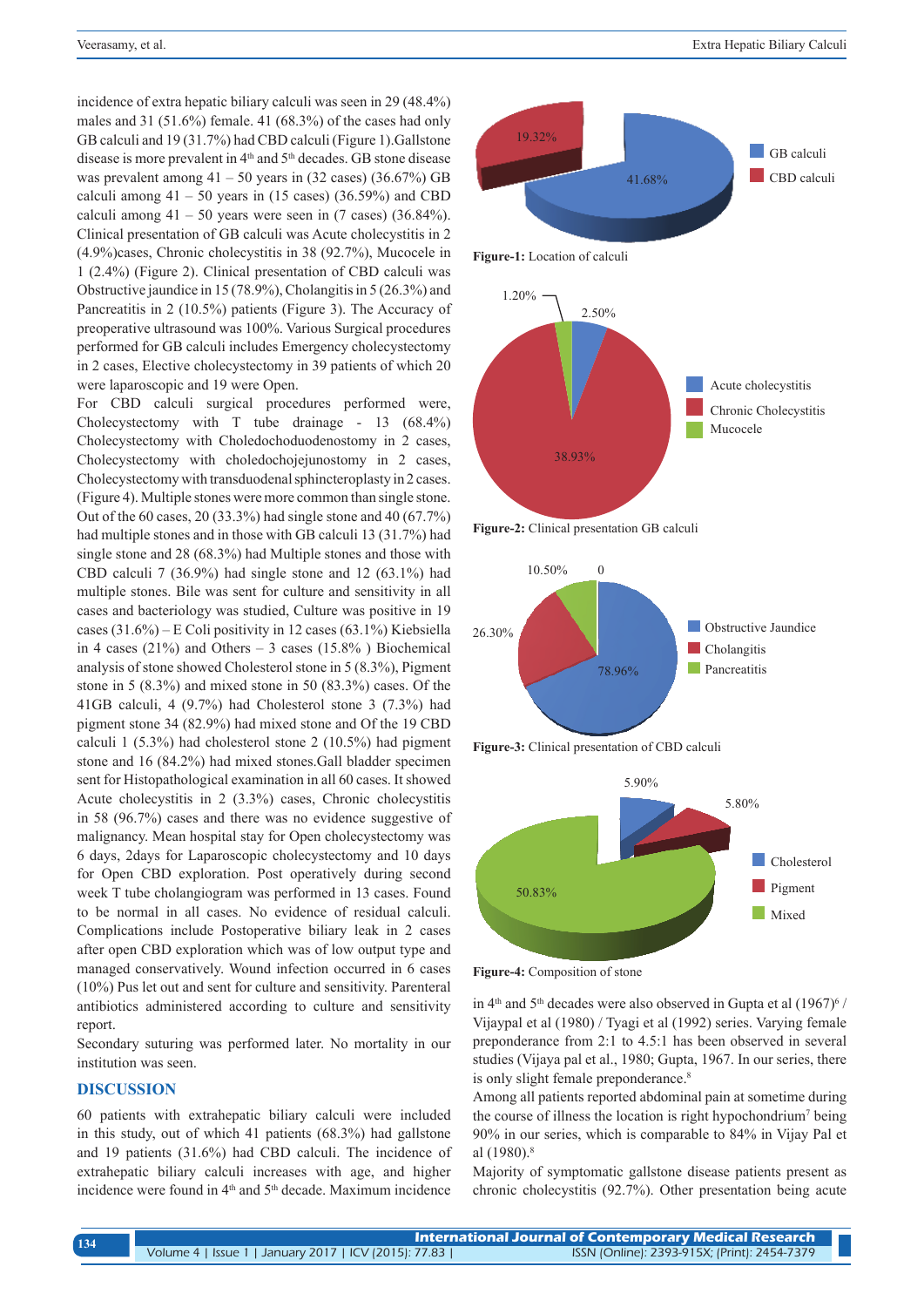incidence of extra hepatic biliary calculi was seen in 29 (48.4%) males and 31 (51.6%) female. 41 (68.3%) of the cases had only GB calculi and 19 (31.7%) had CBD calculi (Figure 1).Gallstone disease is more prevalent in 4th and 5th decades. GB stone disease was prevalent among 41 – 50 years in (32 cases) (36.67%) GB calculi among 41 – 50 years in (15 cases) (36.59%) and CBD calculi among 41 – 50 years were seen in (7 cases) (36.84%). Clinical presentation of GB calculi was Acute cholecystitis in 2 (4.9%)cases, Chronic cholecystitis in 38 (92.7%), Mucocele in 1 (2.4%) (Figure 2). Clinical presentation of CBD calculi was Obstructive jaundice in 15 (78.9%), Cholangitis in 5 (26.3%) and Pancreatitis in 2 (10.5%) patients (Figure 3). The Accuracy of preoperative ultrasound was 100%. Various Surgical procedures performed for GB calculi includes Emergency cholecystectomy in 2 cases, Elective cholecystectomy in 39 patients of which 20 were laparoscopic and 19 were Open.

For CBD calculi surgical procedures performed were, Cholecystectomy with T tube drainage - 13 (68.4%) Cholecystectomy with Choledochoduodenostomy in 2 cases, Cholecystectomy with choledochojejunostomy in 2 cases, Cholecystectomy with transduodenal sphincteroplasty in 2 cases. (Figure 4). Multiple stones were more common than single stone. Out of the 60 cases, 20 (33.3%) had single stone and 40 (67.7%) had multiple stones and in those with GB calculi 13 (31.7%) had single stone and 28 (68.3%) had Multiple stones and those with CBD calculi 7 (36.9%) had single stone and 12 (63.1%) had multiple stones. Bile was sent for culture and sensitivity in all cases and bacteriology was studied, Culture was positive in 19 cases (31.6%) – E Coli positivity in 12 cases (63.1%) Kiebsiella in 4 cases (21%) and Others – 3 cases (15.8% ) Biochemical analysis of stone showed Cholesterol stone in 5 (8.3%), Pigment stone in 5 (8.3%) and mixed stone in 50 (83.3%) cases. Of the 41GB calculi, 4 (9.7%) had Cholesterol stone 3 (7.3%) had pigment stone 34 (82.9%) had mixed stone and Of the 19 CBD calculi 1 (5.3%) had cholesterol stone 2 (10.5%) had pigment stone and 16 (84.2%) had mixed stones.Gall bladder specimen sent for Histopathological examination in all 60 cases. It showed Acute cholecystitis in 2 (3.3%) cases, Chronic cholecystitis in 58 (96.7%) cases and there was no evidence suggestive of malignancy. Mean hospital stay for Open cholecystectomy was 6 days, 2days for Laparoscopic cholecystectomy and 10 days for Open CBD exploration. Post operatively during second week T tube cholangiogram was performed in 13 cases. Found to be normal in all cases. No evidence of residual calculi. Complications include Postoperative biliary leak in 2 cases after open CBD exploration which was of low output type and managed conservatively. Wound infection occurred in 6 cases (10%) Pus let out and sent for culture and sensitivity. Parenteral antibiotics administered according to culture and sensitivity report.

Secondary suturing was performed later. No mortality in our institution was seen.

## DISCUSSION

60 patients with extrahepatic biliary calculi were included in this study, out of which 41 patients (68.3%) had gallstone and 19 patients (31.6%) had CBD calculi. The incidence of extrahepatic biliary calculi increases with age, and higher incidence were found in 4th and 5th decade. Maximum incidence in 4th and 5th decades were also observed in Gupta et al (1967)[6] / Vijaypal et al (1980) / Tyagi et al (1992) series. Varying female preponderance from 2:1 to 4.5:1 has been observed in several studies (Vijaya pal et al., 1980; Gupta, 1967. In our series, there is only slight female preponderance.[8]

Among all patients reported abdominal pain at sometime during the course of illness the location is right hypochondrium[7] being 90% in our series, which is comparable to 84% in Vijay Pal et al (1980).[8]

Majority of symptomatic gallstone disease patients present as chronic cholecystitis (92.7%). Other presentation being acute

**Figure-1:** Location of calculi

**Figure-2:** Clinical presentation GB calculi

**Figure-3:** Clinical presentation of CBD calculi

**Figure-4:** Composition of stone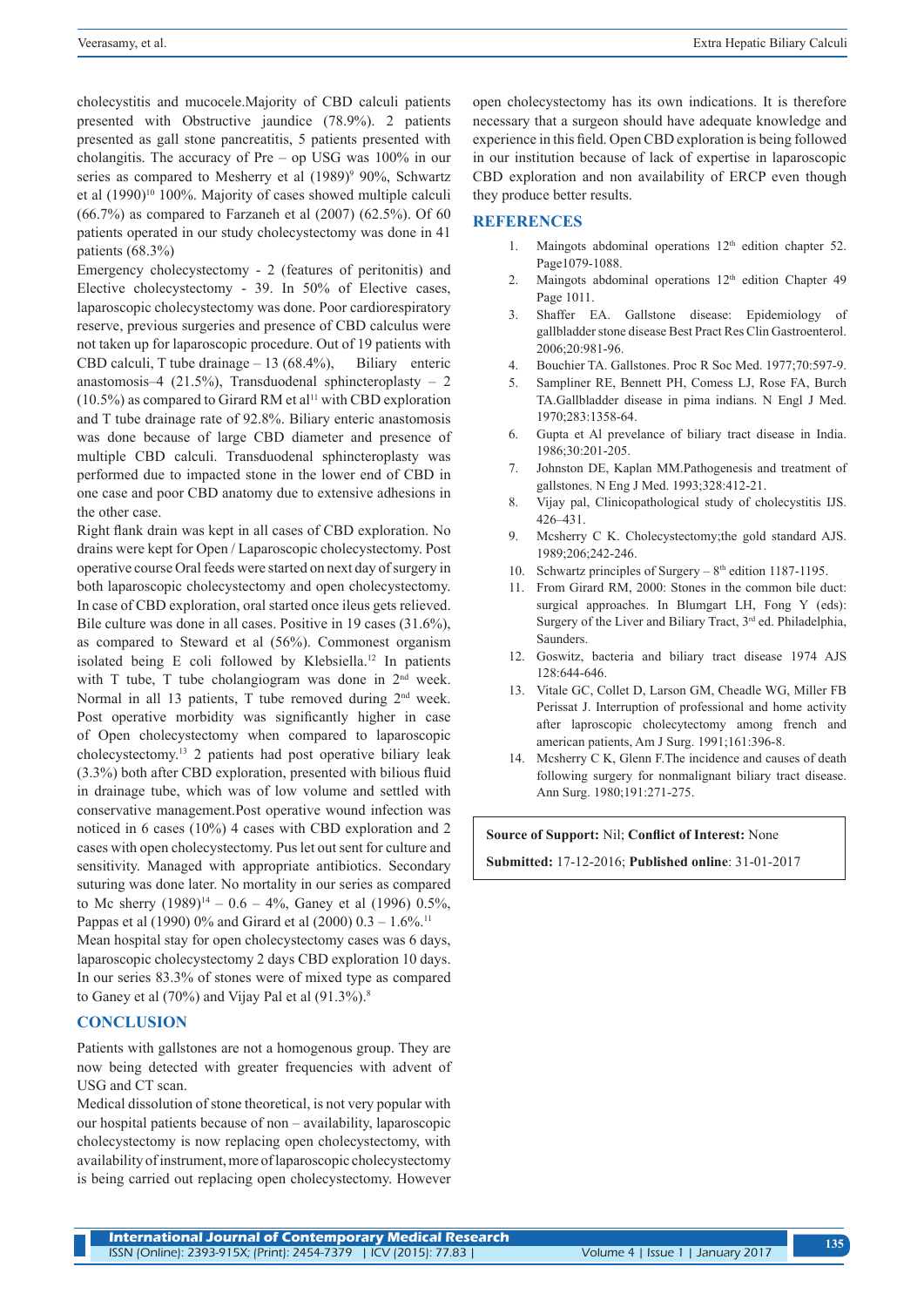cholecystitis and mucocele.Majority of CBD calculi patients presented with Obstructive jaundice (78.9%). 2 patients presented as gall stone pancreatitis, 5 patients presented with cholangitis. The accuracy of Pre – op USG was 100% in our series as compared to Mesherry et al (1989)[9] 90%, Schwartz et al (1990)[10] 100%. Majority of cases showed multiple calculi (66.7%) as compared to Farzaneh et al (2007) (62.5%). Of 60 patients operated in our study cholecystectomy was done in 41 patients (68.3%)

Emergency cholecystectomy - 2 (features of peritonitis) and Elective cholecystectomy - 39. In 50% of Elective cases, laparoscopic cholecystectomy was done. Poor cardiorespiratory reserve, previous surgeries and presence of CBD calculus were not taken up for laparoscopic procedure. Out of 19 patients with CBD calculi, T tube drainage – 13 (68.4%), Biliary enteric anastomosis–4 (21.5%), Transduodenal sphincteroplasty – 2 (10.5%) as compared to Girard RM et al[11] with CBD exploration and T tube drainage rate of 92.8%. Biliary enteric anastomosis was done because of large CBD diameter and presence of multiple CBD calculi. Transduodenal sphincteroplasty was performed due to impacted stone in the lower end of CBD in one case and poor CBD anatomy due to extensive adhesions in the other case.

Right flank drain was kept in all cases of CBD exploration. No drains were kept for Open / Laparoscopic cholecystectomy. Post operative course Oral feeds were started on next day of surgery in both laparoscopic cholecystectomy and open cholecystectomy. In case of CBD exploration, oral started once ileus gets relieved. Bile culture was done in all cases. Positive in 19 cases (31.6%), as compared to Steward et al (56%). Commonest organism isolated being E coli followed by Klebsiella.[12] In patients with T tube, T tube cholangiogram was done in 2nd week. Normal in all 13 patients, T tube removed during 2nd week. Post operative morbidity was significantly higher in case of Open cholecystectomy when compared to laparoscopic cholecystectomy.[13] 2 patients had post operative biliary leak (3.3%) both after CBD exploration, presented with bilious fluid in drainage tube, which was of low volume and settled with conservative management.Post operative wound infection was noticed in 6 cases (10%) 4 cases with CBD exploration and 2 cases with open cholecystectomy. Pus let out sent for culture and sensitivity. Managed with appropriate antibiotics. Secondary suturing was done later. No mortality in our series as compared to Mc sherry (1989)[14] – 0.6 – 4%, Ganey et al (1996) 0.5%, Pappas et al (1990) 0% and Girard et al (2000) 0.3 – 1.6%.[11]

Mean hospital stay for open cholecystectomy cases was 6 days, laparoscopic cholecystectomy 2 days CBD exploration 10 days. In our series 83.3% of stones were of mixed type as compared to Ganey et al (70%) and Vijay Pal et al (91.3%).[8]

## CONCLUSION

Patients with gallstones are not a homogenous group. They are now being detected with greater frequencies with advent of USG and CT scan.

Medical dissolution of stone theoretical, is not very popular with our hospital patients because of non – availability, laparoscopic cholecystectomy is now replacing open cholecystectomy, with availability of instrument, more of laparoscopic cholecystectomy is being carried out replacing open cholecystectomy. However open cholecystectomy has its own indications. It is therefore necessary that a surgeon should have adequate knowledge and experience in this field. Open CBD exploration is being followed in our institution because of lack of expertise in laparoscopic CBD exploration and non availability of ERCP even though they produce better results.

## REFERENCES

1. Maingots abdominal operations 12th edition chapter 52. Page1079-1088.
2. Maingots abdominal operations 12th edition Chapter 49 Page 1011.
3. Shaffer EA. Gallstone disease: Epidemiology of gallbladder stone disease Best Pract Res Clin Gastroenterol. 2006;20:981-96.
4. Bouchier TA. Gallstones. Proc R Soc Med. 1977;70:597-9.
5. Sampliner RE, Bennett PH, Comess LJ, Rose FA, Burch TA.Gallbladder disease in pima indians. N Engl J Med. 1970;283:1358-64.
6. Gupta et Al prevelance of biliary tract disease in India. 1986;30:201-205.
7. Johnston DE, Kaplan MM.Pathogenesis and treatment of gallstones. N Eng J Med. 1993;328:412-21.
8. Vijay pal, Clinicopathological study of cholecystitis IJS. 426–431.
9. Mcsherry C K. Cholecystectomy;the gold standard AJS. 1989;206;242-246.
10. Schwartz principles of Surgery – 8th edition 1187-1195.
11. From Girard RM, 2000: Stones in the common bile duct: surgical approaches. In Blumgart LH, Fong Y (eds): Surgery of the Liver and Biliary Tract, 3rd ed. Philadelphia, Saunders.
12. Goswitz, bacteria and biliary tract disease 1974 AJS 128:644-646.
13. Vitale GC, Collet D, Larson GM, Cheadle WG, Miller FB Perissat J. Interruption of professional and home activity after laproscopic cholecytectomy among french and american patients, Am J Surg. 1991;161:396-8.
14. Mcsherry C K, Glenn F.The incidence and causes of death following surgery for nonmalignant biliary tract disease. Ann Surg. 1980;191:271-275.

**Source of Support:** Nil; **Conflict of Interest:** None

**Submitted:** 17-12-2016; **Published online**: 31-01-2017